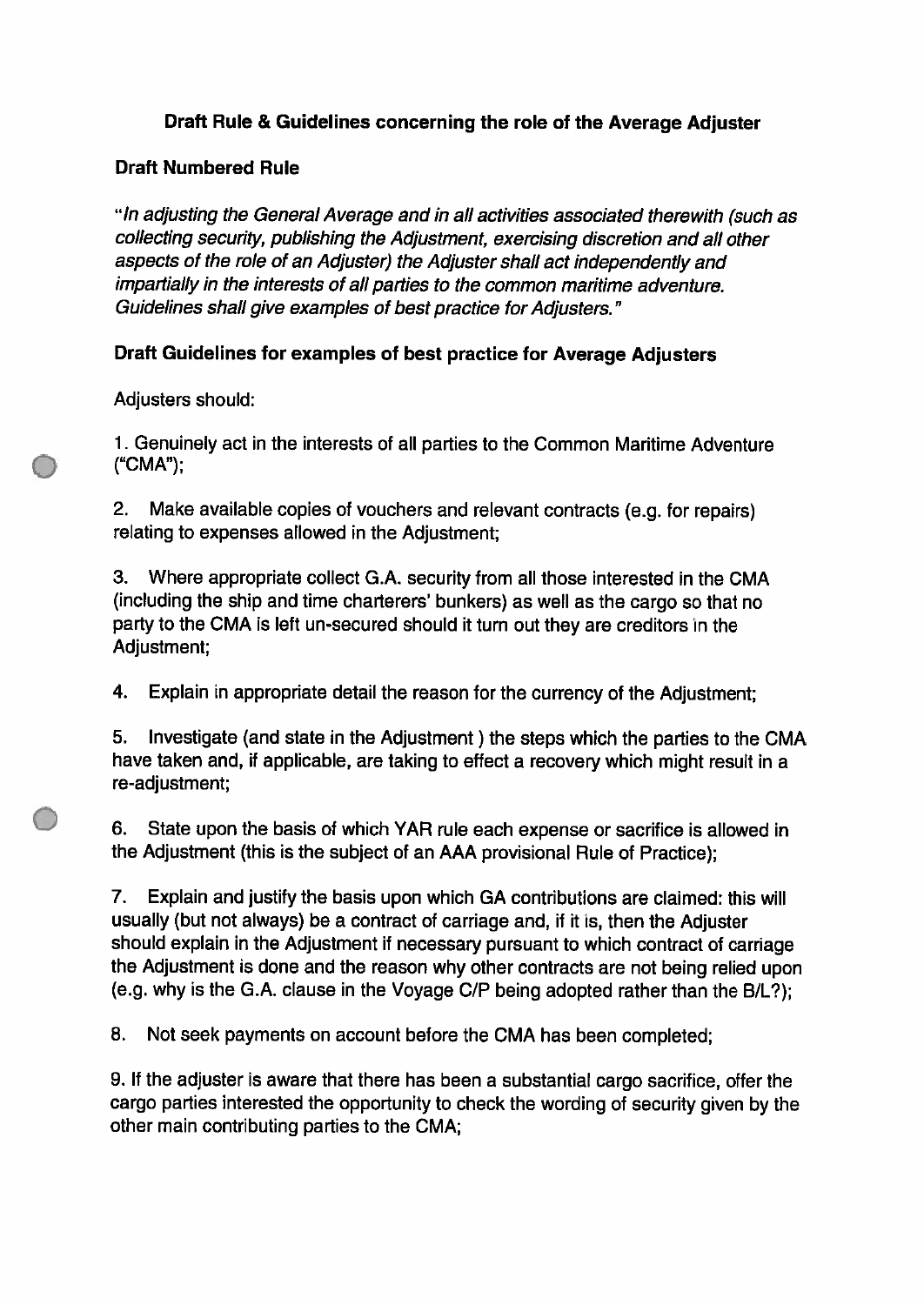### Draft Rule & Guidelines concerning the role of the Average Adjuster

**Draft Numbered Rule**

*"In adjusting the General Average and in all activities associated therewith (such as collecting security, publishing the Adjustment, exercising discretion and all other aspects of the role of an Adjuster) the Adjuster shall act independently and impartially in the interests of all parties to the common maritime adventure. Guidelines shall give examples of best practice for Adjusters."*

**Draft Guidelines for examples of best practice for Average Adjusters**

Adjusters should:

1. Genuinely act in the interests of all parties to the Common Maritime Adventure ("CMA");

2. Make available copies of vouchers and relevant contracts (e.g. for repairs) relating to expenses allowed in the Adjustment;

3. Where appropriate collect G.A. security from all those interested in the CMA (including the ship and time charterers' bunkers) as well as the cargo so that no party to the CMA is left un-secured should it turn out they are creditors in the Adjustment;

4. Explain in appropriate detail the reason for the currency of the Adjustment;

5. Investigate (and state in the Adjustment ) the steps which the parties to the CMA have taken and, if applicable, are taking to effect a recovery which might result in a re-adjustment;

6. State upon the basis of which YAR rule each expense or sacrifice is allowed in the Adjustment (this is the subject of an AAA provisional Rule of Practice);

7. Explain and justify the basis upon which GA contributions are claimed: this will usually (but not always) be a contract of carriage and, if it is, then the Adjuster should explain in the Adjustment if necessary pursuant to which contract of carriage the Adjustment is done and the reason why other contracts are not being relied upon (e.g. why is the G.A. clause in the Voyage C/P being adopted rather than the B/L?);

8. Not seek payments on account before the CMA has been completed;

9. If the adjuster is aware that there has been a substantial cargo sacrifice, offer the cargo parties interested the opportunity to check the wording of security given by the other main contributing parties to the CMA;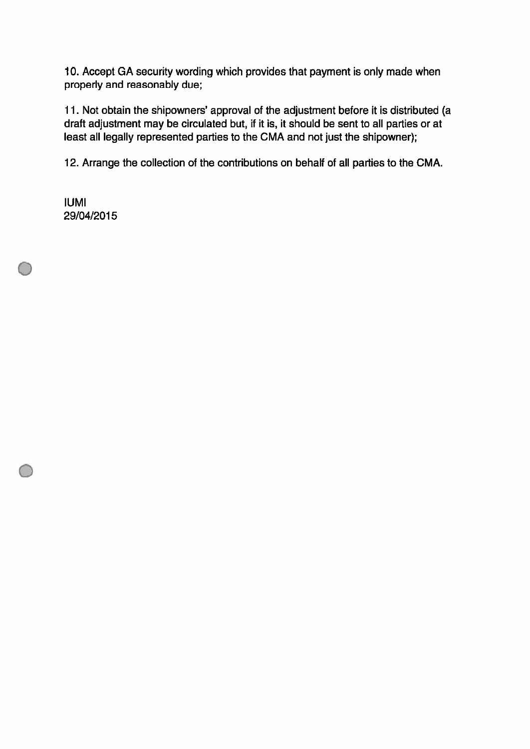10. Accept GA security wording which provides that payment is only made when properly and reasonably due;

11. Not obtain the shipowners' approval of the adjustment before it is distributed (a draft adjustment may be circulated but, if it is, it should be sent to all parties or at least all legally represented parties to the CMA and not just the shipowner);

12. Arrange the collection of the contributions on behalf of all parties to the CMA.

IUMI
29/04/2015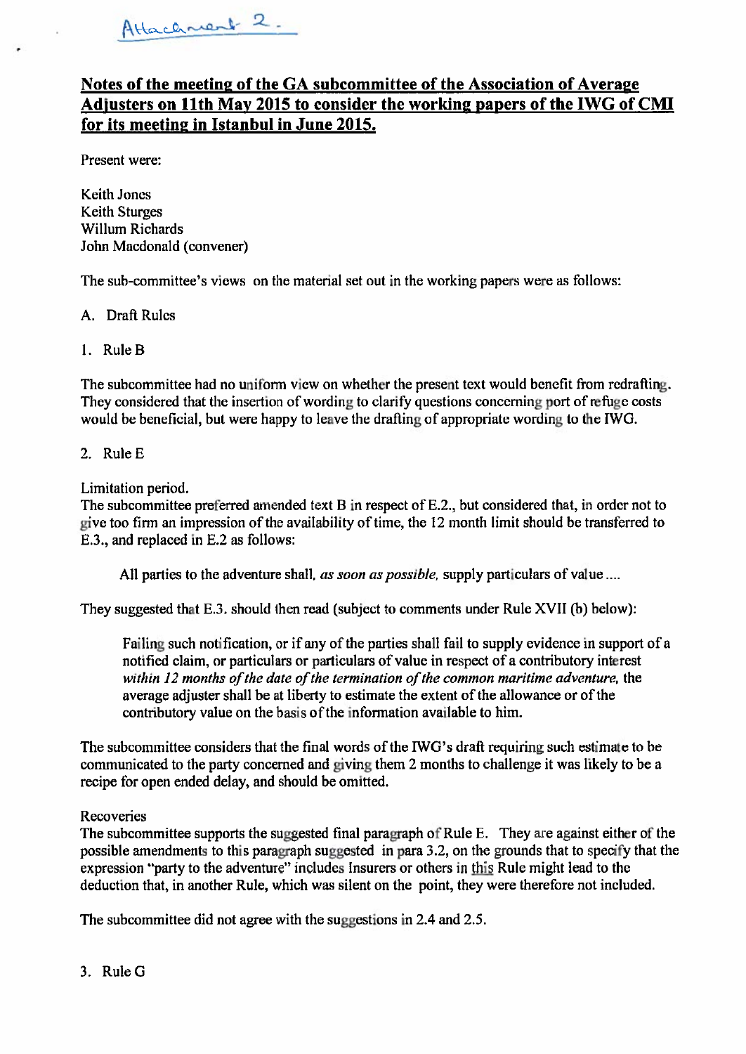Attachment 2.

**Notes of the meeting of the GA subcommittee of the Association of Average Adjusters on 11th May 2015 to consider the working papers of the IWG of CMI for its meeting in Istanbul in June 2015.**

Present were:

Keith Jones
Keith Sturges
Willum Richards
John Macdonald (convener)

The sub-committee's views on the material set out in the working papers were as follows:

A. Draft Rules

1. Rule B

The subcommittee had no uniform view on whether the present text would benefit from redrafting. They considered that the insertion of wording to clarify questions concerning port of refuge costs would be beneficial, but were happy to leave the drafting of appropriate wording to the IWG.

2. Rule E

Limitation period.
The subcommittee preferred amended text B in respect of E.2., but considered that, in order not to give too firm an impression of the availability of time, the 12 month limit should be transferred to E.3., and replaced in E.2 as follows:

> All parties to the adventure shall, *as soon as possible,* supply particulars of value ....

They suggested that E.3. should then read (subject to comments under Rule XVII (b) below):

> Failing such notification, or if any of the parties shall fail to supply evidence in support of a notified claim, or particulars or particulars of value in respect of a contributory interest *within 12 months of the date of the termination of the common maritime adventure,* the average adjuster shall be at liberty to estimate the extent of the allowance or of the contributory value on the basis of the information available to him.

The subcommittee considers that the final words of the IWG's draft requiring such estimate to be communicated to the party concerned and giving them 2 months to challenge it was likely to be a recipe for open ended delay, and should be omitted.

Recoveries
The subcommittee supports the suggested final paragraph of Rule E. They are against either of the possible amendments to this paragraph suggested in para 3.2, on the grounds that to specify that the expression "party to the adventure" includes Insurers or others in <u>this</u> Rule might lead to the deduction that, in another Rule, which was silent on the point, they were therefore not included.

The subcommittee did not agree with the suggestions in 2.4 and 2.5.

3. Rule G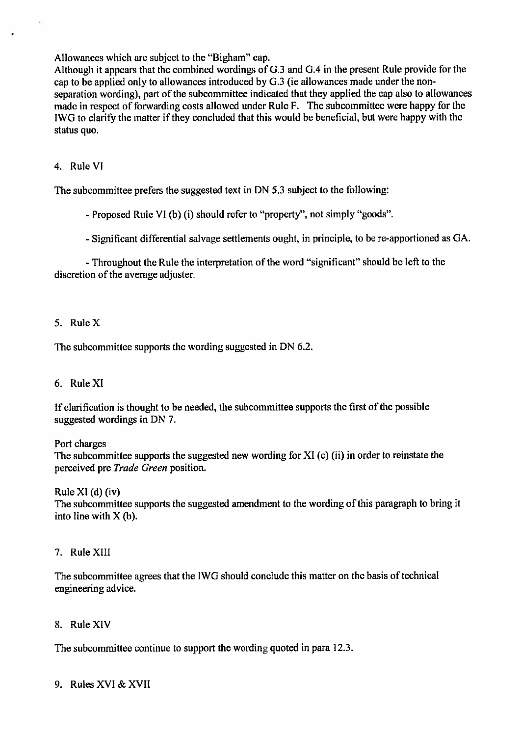Allowances which are subject to the "Bigham" cap.

Although it appears that the combined wordings of G.3 and G.4 in the present Rule provide for the cap to be applied only to allowances introduced by G.3 (ie allowances made under the non-separation wording), part of the subcommittee indicated that they applied the cap also to allowances made in respect of forwarding costs allowed under Rule F. The subcommittee were happy for the IWG to clarify the matter if they concluded that this would be beneficial, but were happy with the status quo.

4. Rule VI

The subcommittee prefers the suggested text in DN 5.3 subject to the following:

- Proposed Rule VI (b) (i) should refer to "property", not simply "goods".

- Significant differential salvage settlements ought, in principle, to be re-apportioned as GA.

- Throughout the Rule the interpretation of the word "significant" should be left to the discretion of the average adjuster.

5. Rule X

The subcommittee supports the wording suggested in DN 6.2.

6. Rule XI

If clarification is thought to be needed, the subcommittee supports the first of the possible suggested wordings in DN 7.

Port charges

The subcommittee supports the suggested new wording for XI (c) (ii) in order to reinstate the perceived pre *Trade Green* position.

Rule XI (d) (iv)

The subcommittee supports the suggested amendment to the wording of this paragraph to bring it into line with X (b).

7. Rule XIII

The subcommittee agrees that the IWG should conclude this matter on the basis of technical engineering advice.

8. Rule XIV

The subcommittee continue to support the wording quoted in para 12.3.

9. Rules XVI & XVII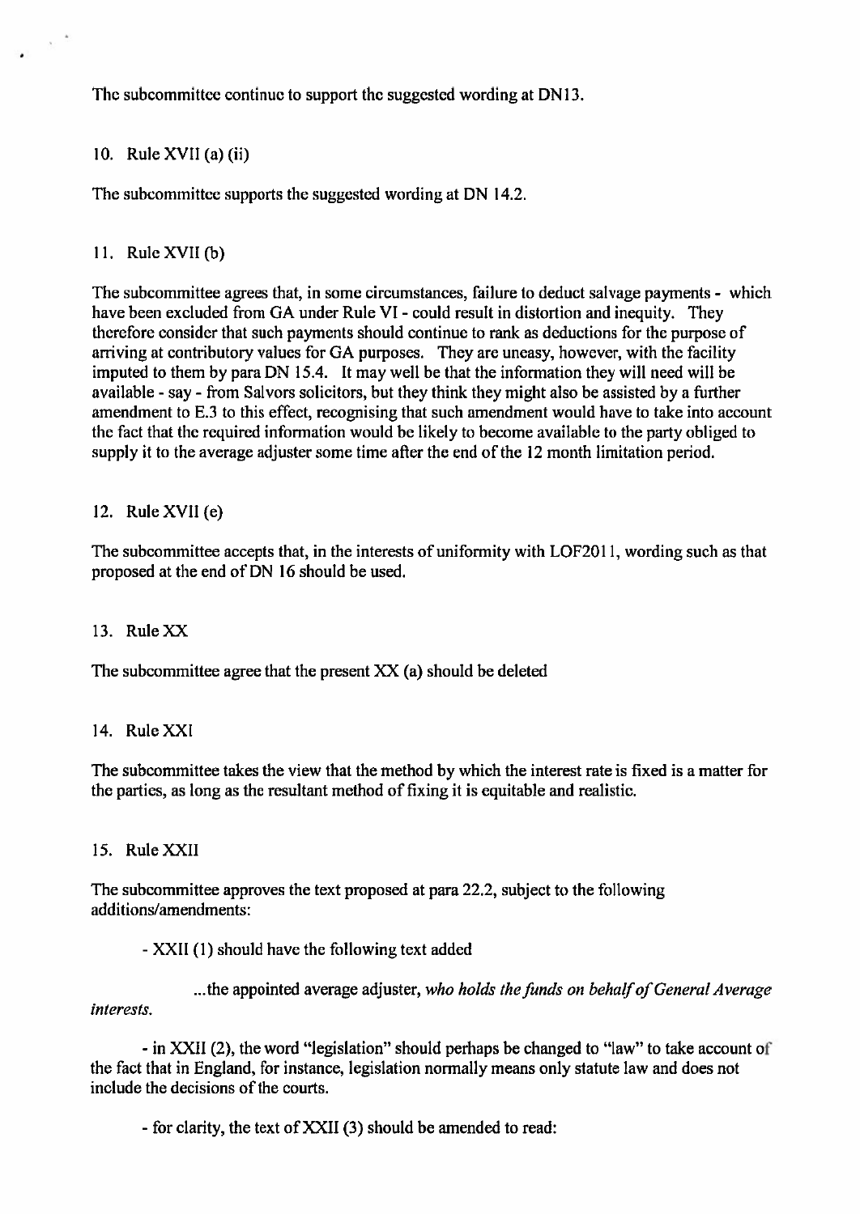The subcommittee continue to support the suggested wording at DN13.

10. Rule XVII (a) (ii)

The subcommittee supports the suggested wording at DN 14.2.

11. Rule XVII (b)

The subcommittee agrees that, in some circumstances, failure to deduct salvage payments - which have been excluded from GA under Rule VI - could result in distortion and inequity. They therefore consider that such payments should continue to rank as deductions for the purpose of arriving at contributory values for GA purposes. They are uneasy, however, with the facility imputed to them by para DN 15.4. It may well be that the information they will need will be available - say - from Salvors solicitors, but they think they might also be assisted by a further amendment to E.3 to this effect, recognising that such amendment would have to take into account the fact that the required information would be likely to become available to the party obliged to supply it to the average adjuster some time after the end of the 12 month limitation period.

12. Rule XVII (e)

The subcommittee accepts that, in the interests of uniformity with LOF2011, wording such as that proposed at the end of DN 16 should be used.

13. Rule XX

The subcommittee agree that the present XX (a) should be deleted

14. Rule XXI

The subcommittee takes the view that the method by which the interest rate is fixed is a matter for the parties, as long as the resultant method of fixing it is equitable and realistic.

15. Rule XXII

The subcommittee approves the text proposed at para 22.2, subject to the following additions/amendments:

- XXII (1) should have the following text added

...the appointed average adjuster, *who holds the funds on behalf of General Average interests.*

- in XXII (2), the word "legislation" should perhaps be changed to "law" to take account of the fact that in England, for instance, legislation normally means only statute law and does not include the decisions of the courts.

- for clarity, the text of XXII (3) should be amended to read: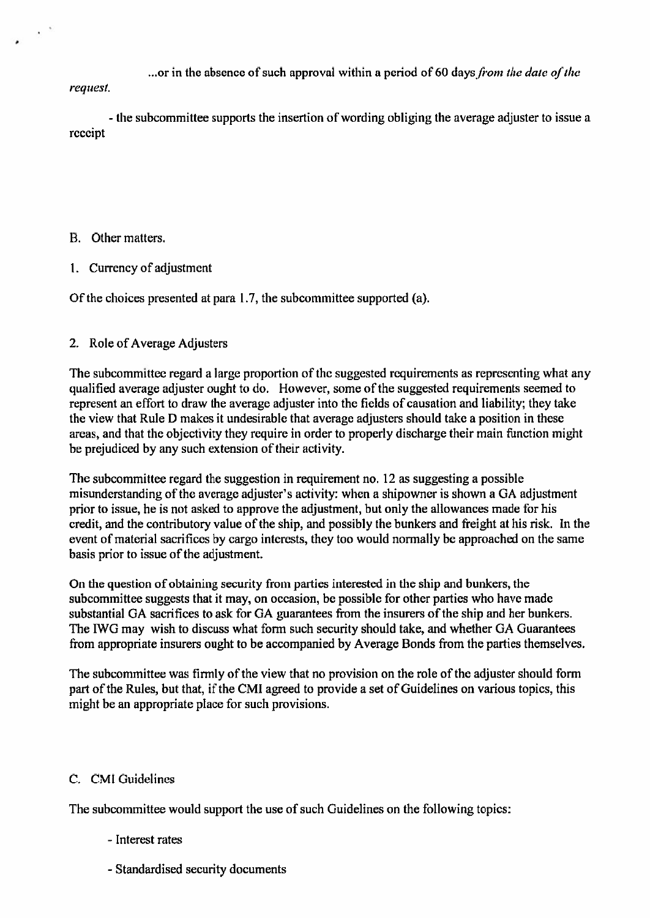...or in the absence of such approval within a period of 60 days *from the date of the request.*

- the subcommittee supports the insertion of wording obliging the average adjuster to issue a receipt

B. Other matters.

1. Currency of adjustment

Of the choices presented at para 1.7, the subcommittee supported (a).

2. Role of Average Adjusters

The subcommittee regard a large proportion of the suggested requirements as representing what any qualified average adjuster ought to do. However, some of the suggested requirements seemed to represent an effort to draw the average adjuster into the fields of causation and liability; they take the view that Rule D makes it undesirable that average adjusters should take a position in these areas, and that the objectivity they require in order to properly discharge their main function might be prejudiced by any such extension of their activity.

The subcommittee regard the suggestion in requirement no. 12 as suggesting a possible misunderstanding of the average adjuster's activity: when a shipowner is shown a GA adjustment prior to issue, he is not asked to approve the adjustment, but only the allowances made for his credit, and the contributory value of the ship, and possibly the bunkers and freight at his risk. In the event of material sacrifices by cargo interests, they too would normally be approached on the same basis prior to issue of the adjustment.

On the question of obtaining security from parties interested in the ship and bunkers, the subcommittee suggests that it may, on occasion, be possible for other parties who have made substantial GA sacrifices to ask for GA guarantees from the insurers of the ship and her bunkers. The IWG may wish to discuss what form such security should take, and whether GA Guarantees from appropriate insurers ought to be accompanied by Average Bonds from the parties themselves.

The subcommittee was firmly of the view that no provision on the role of the adjuster should form part of the Rules, but that, if the CMI agreed to provide a set of Guidelines on various topics, this might be an appropriate place for such provisions.

C. CMI Guidelines

The subcommittee would support the use of such Guidelines on the following topics:

- Interest rates

- Standardised security documents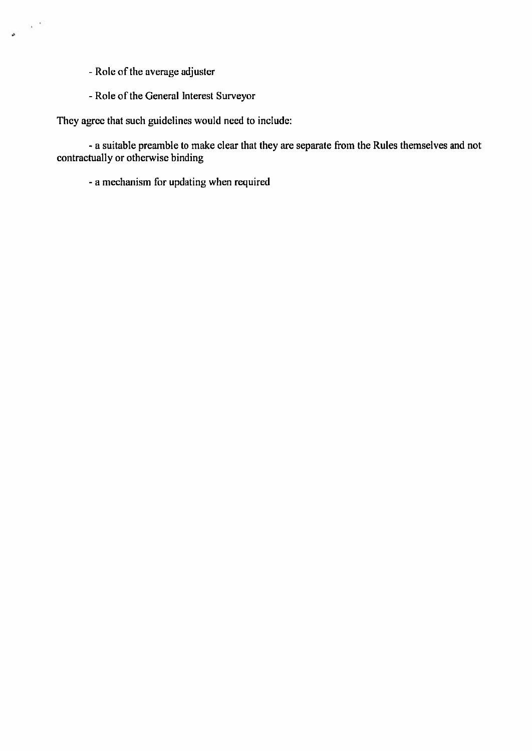- Role of the average adjuster

- Role of the General Interest Surveyor

They agree that such guidelines would need to include:

- a suitable preamble to make clear that they are separate from the Rules themselves and not contractually or otherwise binding

- a mechanism for updating when required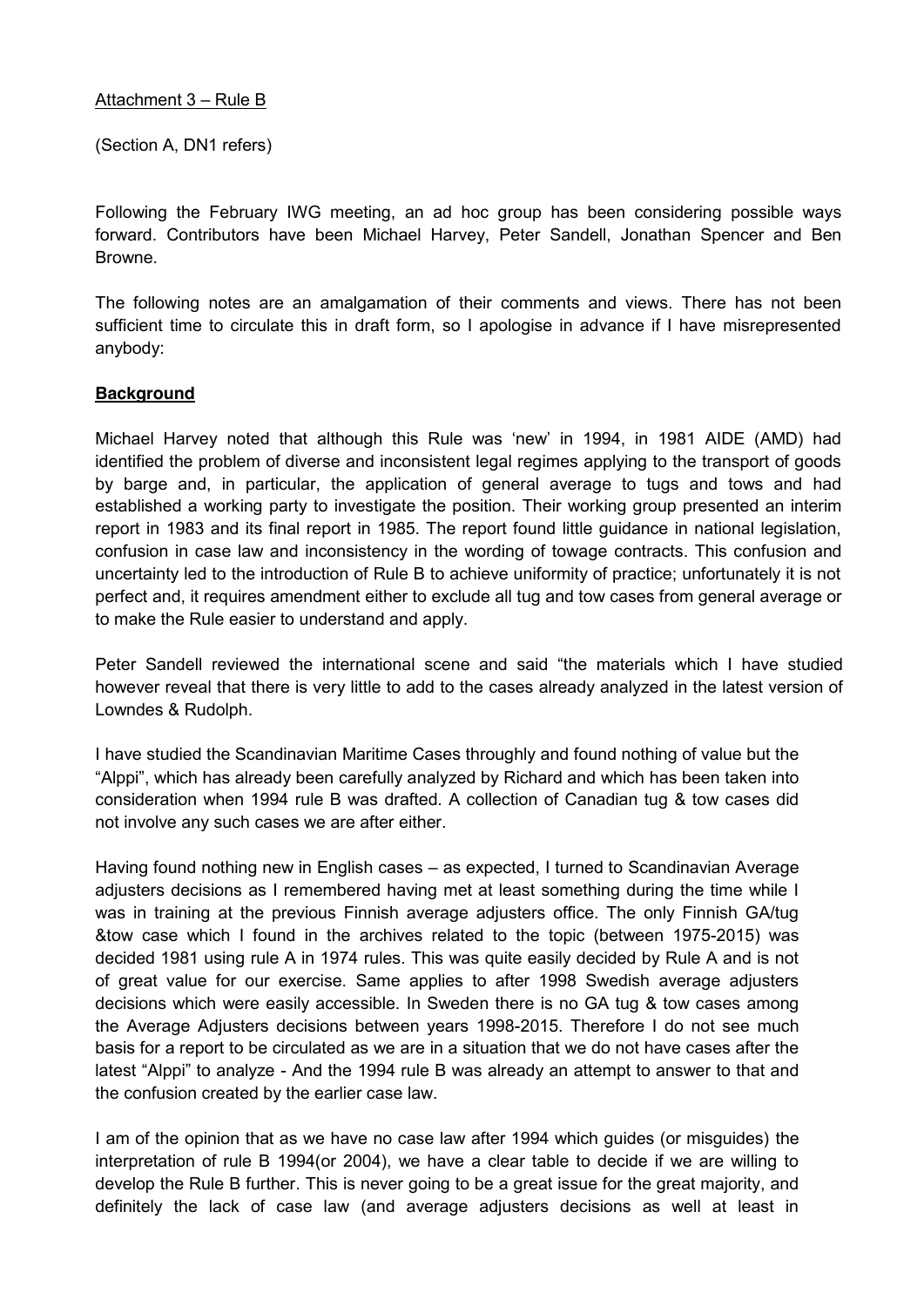Attachment 3 – Rule B

(Section A, DN1 refers)

Following the February IWG meeting, an ad hoc group has been considering possible ways forward. Contributors have been Michael Harvey, Peter Sandell, Jonathan Spencer and Ben Browne.

The following notes are an amalgamation of their comments and views. There has not been sufficient time to circulate this in draft form, so I apologise in advance if I have misrepresented anybody:

## Background

Michael Harvey noted that although this Rule was 'new' in 1994, in 1981 AIDE (AMD) had identified the problem of diverse and inconsistent legal regimes applying to the transport of goods by barge and, in particular, the application of general average to tugs and tows and had established a working party to investigate the position. Their working group presented an interim report in 1983 and its final report in 1985. The report found little guidance in national legislation, confusion in case law and inconsistency in the wording of towage contracts. This confusion and uncertainty led to the introduction of Rule B to achieve uniformity of practice; unfortunately it is not perfect and, it requires amendment either to exclude all tug and tow cases from general average or to make the Rule easier to understand and apply.

Peter Sandell reviewed the international scene and said "the materials which I have studied however reveal that there is very little to add to the cases already analyzed in the latest version of Lowndes & Rudolph.

I have studied the Scandinavian Maritime Cases throughly and found nothing of value but the "Alppi", which has already been carefully analyzed by Richard and which has been taken into consideration when 1994 rule B was drafted. A collection of Canadian tug & tow cases did not involve any such cases we are after either.

Having found nothing new in English cases – as expected, I turned to Scandinavian Average adjusters decisions as I remembered having met at least something during the time while I was in training at the previous Finnish average adjusters office. The only Finnish GA/tug &tow case which I found in the archives related to the topic (between 1975-2015) was decided 1981 using rule A in 1974 rules. This was quite easily decided by Rule A and is not of great value for our exercise. Same applies to after 1998 Swedish average adjusters decisions which were easily accessible. In Sweden there is no GA tug & tow cases among the Average Adjusters decisions between years 1998-2015. Therefore I do not see much basis for a report to be circulated as we are in a situation that we do not have cases after the latest "Alppi" to analyze - And the 1994 rule B was already an attempt to answer to that and the confusion created by the earlier case law.

I am of the opinion that as we have no case law after 1994 which guides (or misguides) the interpretation of rule B 1994(or 2004), we have a clear table to decide if we are willing to develop the Rule B further. This is never going to be a great issue for the great majority, and definitely the lack of case law (and average adjusters decisions as well at least in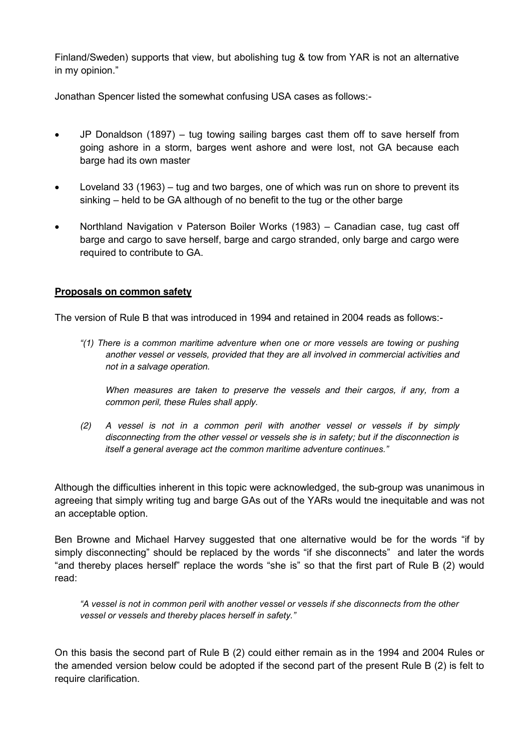Finland/Sweden) supports that view, but abolishing tug & tow from YAR is not an alternative in my opinion."

Jonathan Spencer listed the somewhat confusing USA cases as follows:-

- JP Donaldson (1897) – tug towing sailing barges cast them off to save herself from going ashore in a storm, barges went ashore and were lost, not GA because each barge had its own master
- Loveland 33 (1963) – tug and two barges, one of which was run on shore to prevent its sinking – held to be GA although of no benefit to the tug or the other barge
- Northland Navigation v Paterson Boiler Works (1983) – Canadian case, tug cast off barge and cargo to save herself, barge and cargo stranded, only barge and cargo were required to contribute to GA.

**Proposals on common safety**

The version of Rule B that was introduced in 1994 and retained in 2004 reads as follows:-

> *"(1) There is a common maritime adventure when one or more vessels are towing or pushing another vessel or vessels, provided that they are all involved in commercial activities and not in a salvage operation.*
>
> *When measures are taken to preserve the vessels and their cargos, if any, from a common peril, these Rules shall apply.*
>
> *(2) A vessel is not in a common peril with another vessel or vessels if by simply disconnecting from the other vessel or vessels she is in safety; but if the disconnection is itself a general average act the common maritime adventure continues."*

Although the difficulties inherent in this topic were acknowledged, the sub-group was unanimous in agreeing that simply writing tug and barge GAs out of the YARs would tne inequitable and was not an acceptable option.

Ben Browne and Michael Harvey suggested that one alternative would be for the words "if by simply disconnecting" should be replaced by the words "if she disconnects" and later the words "and thereby places herself" replace the words "she is" so that the first part of Rule B (2) would read:

> *"A vessel is not in common peril with another vessel or vessels if she disconnects from the other vessel or vessels and thereby places herself in safety."*

On this basis the second part of Rule B (2) could either remain as in the 1994 and 2004 Rules or the amended version below could be adopted if the second part of the present Rule B (2) is felt to require clarification.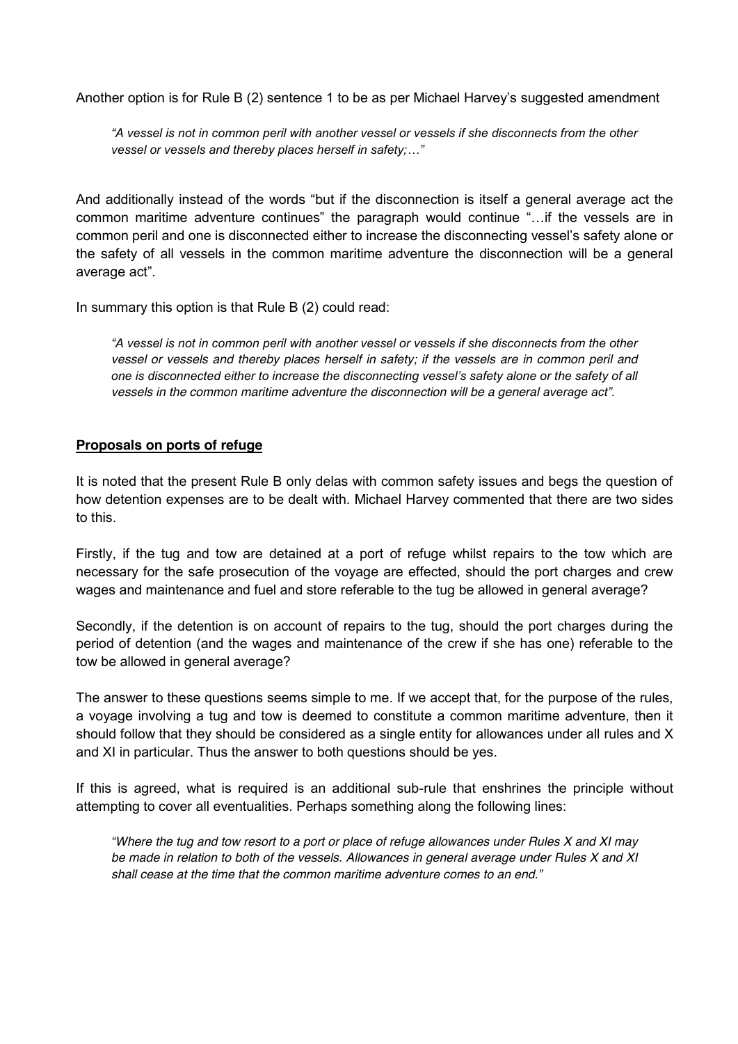Another option is for Rule B (2) sentence 1 to be as per Michael Harvey's suggested amendment

> *"A vessel is not in common peril with another vessel or vessels if she disconnects from the other vessel or vessels and thereby places herself in safety;…"*

And additionally instead of the words "but if the disconnection is itself a general average act the common maritime adventure continues" the paragraph would continue "…if the vessels are in common peril and one is disconnected either to increase the disconnecting vessel's safety alone or the safety of all vessels in the common maritime adventure the disconnection will be a general average act".

In summary this option is that Rule B (2) could read:

> *"A vessel is not in common peril with another vessel or vessels if she disconnects from the other vessel or vessels and thereby places herself in safety; if the vessels are in common peril and one is disconnected either to increase the disconnecting vessel's safety alone or the safety of all vessels in the common maritime adventure the disconnection will be a general average act".*

**<u>Proposals on ports of refuge</u>**

It is noted that the present Rule B only delas with common safety issues and begs the question of how detention expenses are to be dealt with. Michael Harvey commented that there are two sides to this.

Firstly, if the tug and tow are detained at a port of refuge whilst repairs to the tow which are necessary for the safe prosecution of the voyage are effected, should the port charges and crew wages and maintenance and fuel and store referable to the tug be allowed in general average?

Secondly, if the detention is on account of repairs to the tug, should the port charges during the period of detention (and the wages and maintenance of the crew if she has one) referable to the tow be allowed in general average?

The answer to these questions seems simple to me. If we accept that, for the purpose of the rules, a voyage involving a tug and tow is deemed to constitute a common maritime adventure, then it should follow that they should be considered as a single entity for allowances under all rules and X and XI in particular. Thus the answer to both questions should be yes.

If this is agreed, what is required is an additional sub-rule that enshrines the principle without attempting to cover all eventualities. Perhaps something along the following lines:

> *"Where the tug and tow resort to a port or place of refuge allowances under Rules X and XI may be made in relation to both of the vessels. Allowances in general average under Rules X and XI shall cease at the time that the common maritime adventure comes to an end."*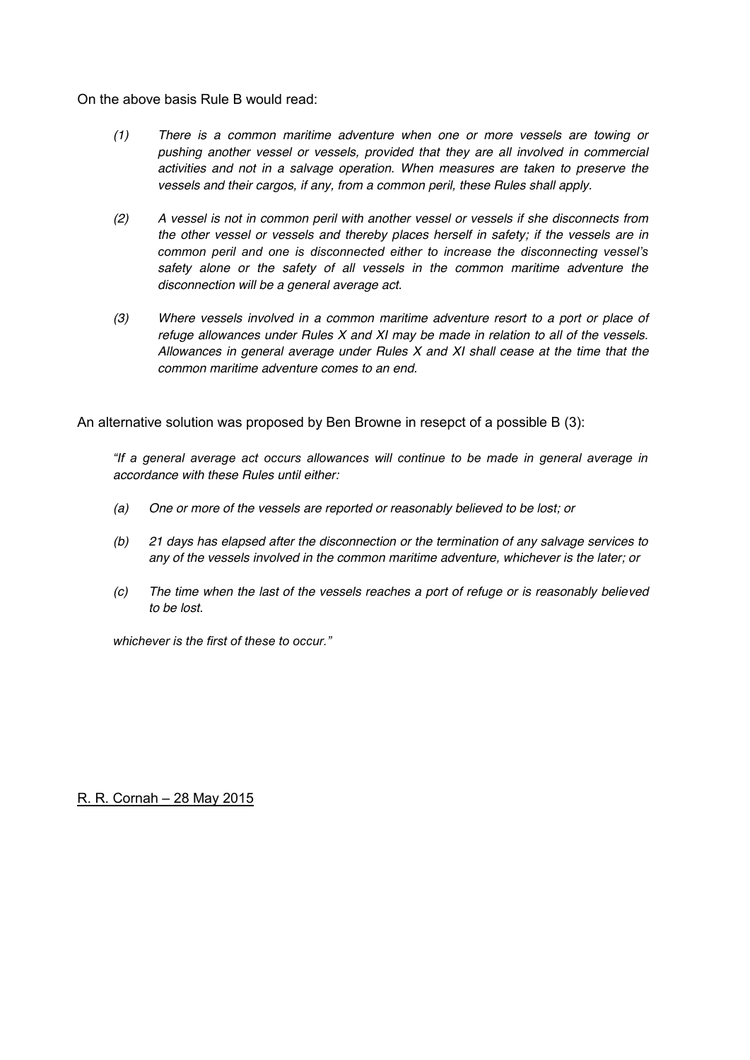On the above basis Rule B would read:

*(1) There is a common maritime adventure when one or more vessels are towing or pushing another vessel or vessels, provided that they are all involved in commercial activities and not in a salvage operation. When measures are taken to preserve the vessels and their cargos, if any, from a common peril, these Rules shall apply.*

*(2) A vessel is not in common peril with another vessel or vessels if she disconnects from the other vessel or vessels and thereby places herself in safety; if the vessels are in common peril and one is disconnected either to increase the disconnecting vessel's safety alone or the safety of all vessels in the common maritime adventure the disconnection will be a general average act.*

*(3) Where vessels involved in a common maritime adventure resort to a port or place of refuge allowances under Rules X and XI may be made in relation to all of the vessels. Allowances in general average under Rules X and XI shall cease at the time that the common maritime adventure comes to an end.*

An alternative solution was proposed by Ben Browne in resepct of a possible B (3):

*"If a general average act occurs allowances will continue to be made in general average in accordance with these Rules until either:*

*(a) One or more of the vessels are reported or reasonably believed to be lost; or*

*(b) 21 days has elapsed after the disconnection or the termination of any salvage services to any of the vessels involved in the common maritime adventure, whichever is the later; or*

*(c) The time when the last of the vessels reaches a port of refuge or is reasonably believed to be lost.*

*whichever is the first of these to occur."*

R. R. Cornah – 28 May 2015